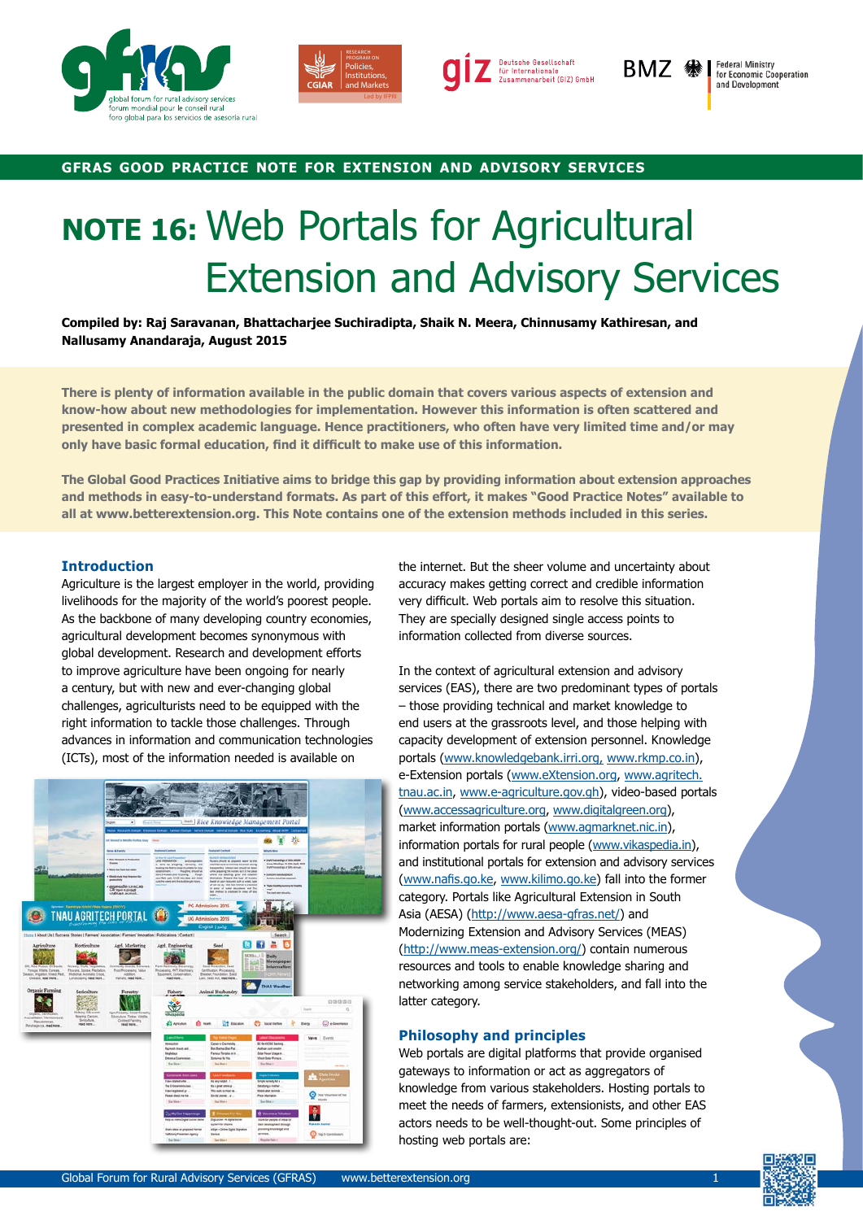GFRAS GOOD PRACTICE NOTE FOR EXTENSION AND ADVISORY SERVICES

# NOTE 16: Web Portals for Agricultural Extension and Advisory Services

**Compiled by: Raj Saravanan, Bhattacharjee Suchiradipta, Shaik N. Meera, Chinnusamy Kathiresan, and Nallusamy Anandaraja, August 2015**

**There is plenty of information available in the public domain that covers various aspects of extension and know-how about new methodologies for implementation. However this information is often scattered and presented in complex academic language. Hence practitioners, who often have very limited time and/or may only have basic formal education, find it difficult to make use of this information.**

**The Global Good Practices Initiative aims to bridge this gap by providing information about extension approaches and methods in easy-to-understand formats. As part of this effort, it makes "Good Practice Notes" available to all at www.betterextension.org. This Note contains one of the extension methods included in this series.**

## Introduction

Agriculture is the largest employer in the world, providing livelihoods for the majority of the world's poorest people. As the backbone of many developing country economies, agricultural development becomes synonymous with global development. Research and development efforts to improve agriculture have been ongoing for nearly a century, but with new and ever-changing global challenges, agriculturists need to be equipped with the right information to tackle those challenges. Through advances in information and communication technologies (ICTs), most of the information needed is available on the internet. But the sheer volume and uncertainty about accuracy makes getting correct and credible information very difficult. Web portals aim to resolve this situation. They are specially designed single access points to information collected from diverse sources.

In the context of agricultural extension and advisory services (EAS), there are two predominant types of portals – those providing technical and market knowledge to end users at the grassroots level, and those helping with capacity development of extension personnel. Knowledge portals (www.knowledgebank.irri.org, www.rkmp.co.in), e-Extension portals (www.eXtension.org, www.agritech.tnau.ac.in, www.e-agriculture.gov.gh), video-based portals (www.accessagriculture.org, www.digitalgreen.org), market information portals (www.agmarknet.nic.in), information portals for rural people (www.vikaspedia.in), and institutional portals for extension and advisory services (www.nafis.go.ke, www.kilimo.go.ke) fall into the former category. Portals like Agricultural Extension in South Asia (AESA) (http://www.aesa-gfras.net/) and Modernizing Extension and Advisory Services (MEAS) (http://www.meas-extension.org/) contain numerous resources and tools to enable knowledge sharing and networking among service stakeholders, and fall into the latter category.

## Philosophy and principles

Web portals are digital platforms that provide organised gateways to information or act as aggregators of knowledge from various stakeholders. Hosting portals to meet the needs of farmers, extensionists, and other EAS actors needs to be well-thought-out. Some principles of hosting web portals are: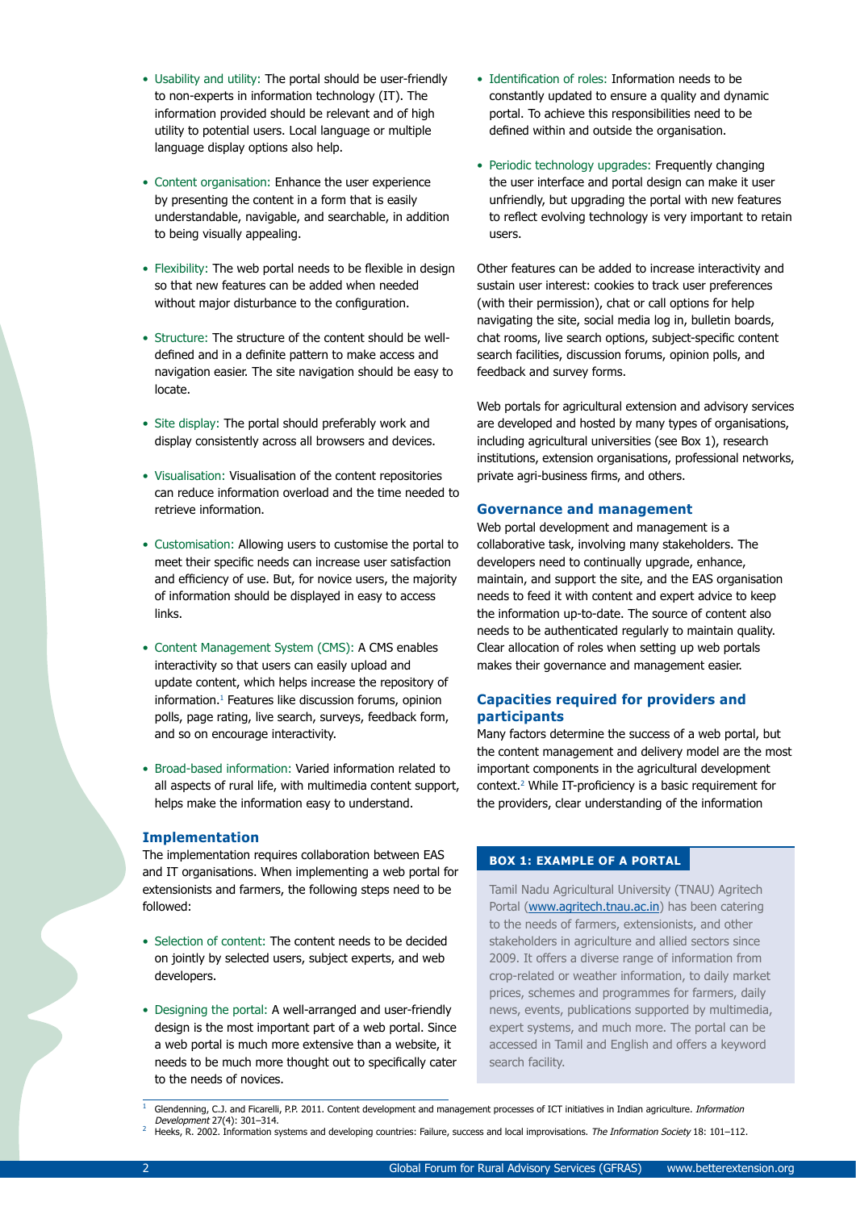- Usability and utility: The portal should be user-friendly to non-experts in information technology (IT). The information provided should be relevant and of high utility to potential users. Local language or multiple language display options also help.

- Content organisation: Enhance the user experience by presenting the content in a form that is easily understandable, navigable, and searchable, in addition to being visually appealing.

- Flexibility: The web portal needs to be flexible in design so that new features can be added when needed without major disturbance to the configuration.

- Structure: The structure of the content should be well-defined and in a definite pattern to make access and navigation easier. The site navigation should be easy to locate.

- Site display: The portal should preferably work and display consistently across all browsers and devices.

- Visualisation: Visualisation of the content repositories can reduce information overload and the time needed to retrieve information.

- Customisation: Allowing users to customise the portal to meet their specific needs can increase user satisfaction and efficiency of use. But, for novice users, the majority of information should be displayed in easy to access links.

- Content Management System (CMS): A CMS enables interactivity so that users can easily upload and update content, which helps increase the repository of information.[1] Features like discussion forums, opinion polls, page rating, live search, surveys, feedback form, and so on encourage interactivity.

- Broad-based information: Varied information related to all aspects of rural life, with multimedia content support, helps make the information easy to understand.

## Implementation

The implementation requires collaboration between EAS and IT organisations. When implementing a web portal for extensionists and farmers, the following steps need to be followed:

- Selection of content: The content needs to be decided on jointly by selected users, subject experts, and web developers.

- Designing the portal: A well-arranged and user-friendly design is the most important part of a web portal. Since a web portal is much more extensive than a website, it needs to be much more thought out to specifically cater to the needs of novices.

- Identification of roles: Information needs to be constantly updated to ensure a quality and dynamic portal. To achieve this responsibilities need to be defined within and outside the organisation.

- Periodic technology upgrades: Frequently changing the user interface and portal design can make it user unfriendly, but upgrading the portal with new features to reflect evolving technology is very important to retain users.

Other features can be added to increase interactivity and sustain user interest: cookies to track user preferences (with their permission), chat or call options for help navigating the site, social media log in, bulletin boards, chat rooms, live search options, subject-specific content search facilities, discussion forums, opinion polls, and feedback and survey forms.

Web portals for agricultural extension and advisory services are developed and hosted by many types of organisations, including agricultural universities (see Box 1), research institutions, extension organisations, professional networks, private agri-business firms, and others.

## Governance and management

Web portal development and management is a collaborative task, involving many stakeholders. The developers need to continually upgrade, enhance, maintain, and support the site, and the EAS organisation needs to feed it with content and expert advice to keep the information up-to-date. The source of content also needs to be authenticated regularly to maintain quality. Clear allocation of roles when setting up web portals makes their governance and management easier.

## Capacities required for providers and participants

Many factors determine the success of a web portal, but the content management and delivery model are the most important components in the agricultural development context.[2] While IT-proficiency is a basic requirement for the providers, clear understanding of the information

> **BOX 1: EXAMPLE OF A PORTAL**
>
> Tamil Nadu Agricultural University (TNAU) Agritech Portal (www.agritech.tnau.ac.in) has been catering to the needs of farmers, extensionists, and other stakeholders in agriculture and allied sectors since 2009. It offers a diverse range of information from crop-related or weather information, to daily market prices, schemes and programmes for farmers, daily news, events, publications supported by multimedia, expert systems, and much more. The portal can be accessed in Tamil and English and offers a keyword search facility.

---

[1] Glendenning, C.J. and Ficarelli, P.P. 2011. Content development and management processes of ICT initiatives in Indian agriculture. *Information Development* 27(4): 301–314.

[2] Heeks, R. 2002. Information systems and developing countries: Failure, success and local improvisations. *The Information Society* 18: 101–112.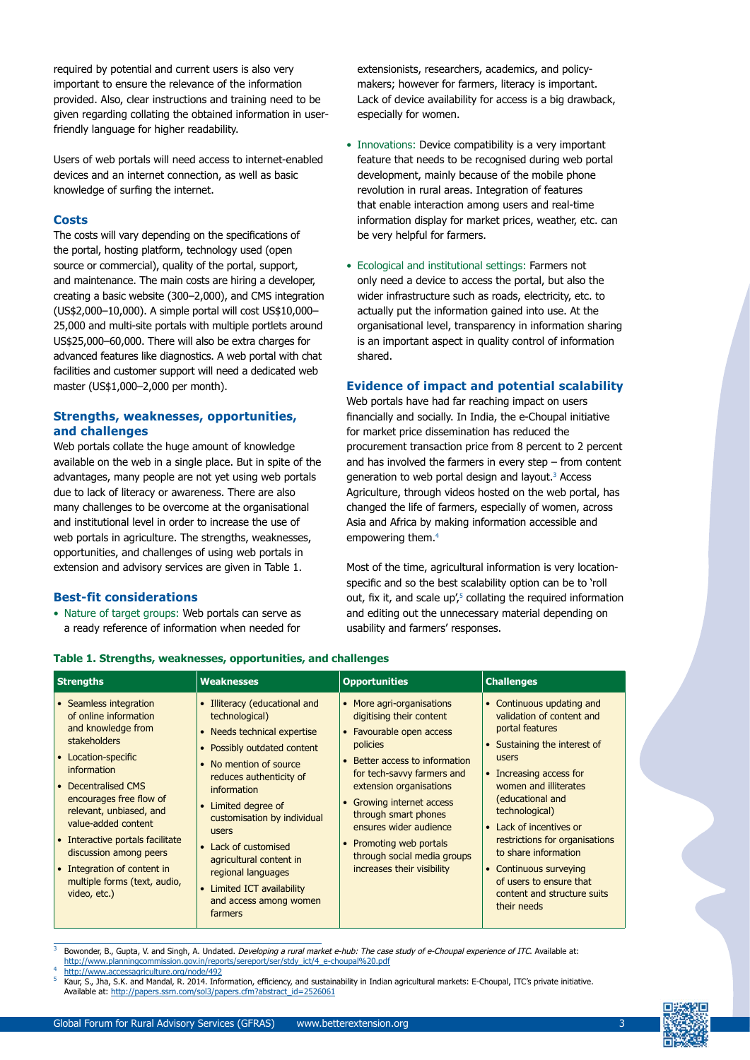required by potential and current users is also very important to ensure the relevance of the information provided. Also, clear instructions and training need to be given regarding collating the obtained information in user-friendly language for higher readability.

Users of web portals will need access to internet-enabled devices and an internet connection, as well as basic knowledge of surfing the internet.

### Costs

The costs will vary depending on the specifications of the portal, hosting platform, technology used (open source or commercial), quality of the portal, support, and maintenance. The main costs are hiring a developer, creating a basic website (300–2,000), and CMS integration (US$2,000–10,000). A simple portal will cost US$10,000–25,000 and multi-site portals with multiple portlets around US$25,000–60,000. There will also be extra charges for advanced features like diagnostics. A web portal with chat facilities and customer support will need a dedicated web master (US$1,000–2,000 per month).

### Strengths, weaknesses, opportunities, and challenges

Web portals collate the huge amount of knowledge available on the web in a single place. But in spite of the advantages, many people are not yet using web portals due to lack of literacy or awareness. There are also many challenges to be overcome at the organisational and institutional level in order to increase the use of web portals in agriculture. The strengths, weaknesses, opportunities, and challenges of using web portals in extension and advisory services are given in Table 1.

### Best-fit considerations

- Nature of target groups: Web portals can serve as a ready reference of information when needed for extensionists, researchers, academics, and policy-makers; however for farmers, literacy is important. Lack of device availability for access is a big drawback, especially for women.
- Innovations: Device compatibility is a very important feature that needs to be recognised during web portal development, mainly because of the mobile phone revolution in rural areas. Integration of features that enable interaction among users and real-time information display for market prices, weather, etc. can be very helpful for farmers.
- Ecological and institutional settings: Farmers not only need a device to access the portal, but also the wider infrastructure such as roads, electricity, etc. to actually put the information gained into use. At the organisational level, transparency in information sharing is an important aspect in quality control of information shared.

### Evidence of impact and potential scalability

Web portals have had far reaching impact on users financially and socially. In India, the e-Choupal initiative for market price dissemination has reduced the procurement transaction price from 8 percent to 2 percent and has involved the farmers in every step – from content generation to web portal design and layout.[3] Access Agriculture, through videos hosted on the web portal, has changed the life of farmers, especially of women, across Asia and Africa by making information accessible and empowering them.[4]

Most of the time, agricultural information is very location-specific and so the best scalability option can be to 'roll out, fix it, and scale up',[5] collating the required information and editing out the unnecessary material depending on usability and farmers' responses.

**Table 1. Strengths, weaknesses, opportunities, and challenges**

| Strengths | Weaknesses | Opportunities | Challenges |
|---|---|---|---|
| • Seamless integration of online information and knowledge from stakeholders<br>• Location-specific information<br>• Decentralised CMS encourages free flow of relevant, unbiased, and value-added content<br>• Interactive portals facilitate discussion among peers<br>• Integration of content in multiple forms (text, audio, video, etc.) | • Illiteracy (educational and technological)<br>• Needs technical expertise<br>• Possibly outdated content<br>• No mention of source reduces authenticity of information<br>• Limited degree of customisation by individual users<br>• Lack of customised agricultural content in regional languages<br>• Limited ICT availability and access among women farmers | • More agri-organisations digitising their content<br>• Favourable open access policies<br>• Better access to information for tech-savvy farmers and extension organisations<br>• Growing internet access through smart phones ensures wider audience<br>• Promoting web portals through social media groups increases their visibility | • Continuous updating and validation of content and portal features<br>• Sustaining the interest of users<br>• Increasing access for women and illiterates (educational and technological)<br>• Lack of incentives or restrictions for organisations to share information<br>• Continuous surveying of users to ensure that content and structure suits their needs |

[3] Bowonder, B., Gupta, V. and Singh, A. Undated. *Developing a rural market e-hub: The case study of e-Choupal experience of ITC.* Available at: http://www.planningcommission.gov.in/reports/sereport/ser/stdy_ict/4_e-choupal%20.pdf

[4] http://www.accessagriculture.org/node/492

[5] Kaur, S., Jha, S.K. and Mandal, R. 2014. Information, efficiency, and sustainability in Indian agricultural markets: E-Choupal, ITC's private initiative. Available at: http://papers.ssrn.com/sol3/papers.cfm?abstract_id=2526061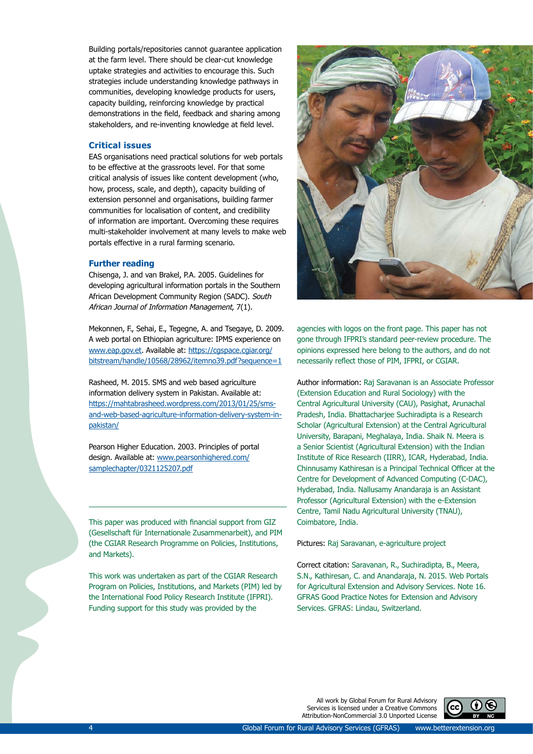Building portals/repositories cannot guarantee application at the farm level. There should be clear-cut knowledge uptake strategies and activities to encourage this. Such strategies include understanding knowledge pathways in communities, developing knowledge products for users, capacity building, reinforcing knowledge by practical demonstrations in the field, feedback and sharing among stakeholders, and re-inventing knowledge at field level.

## Critical issues

EAS organisations need practical solutions for web portals to be effective at the grassroots level. For that some critical analysis of issues like content development (who, how, process, scale, and depth), capacity building of extension personnel and organisations, building farmer communities for localisation of content, and credibility of information are important. Overcoming these requires multi-stakeholder involvement at many levels to make web portals effective in a rural farming scenario.

## Further reading

Chisenga, J. and van Brakel, P.A. 2005. Guidelines for developing agricultural information portals in the Southern African Development Community Region (SADC). *South African Journal of Information Management*, 7(1).

Mekonnen, F., Sehai, E., Tegegne, A. and Tsegaye, D. 2009. A web portal on Ethiopian agriculture: IPMS experience on www.eap.gov.et. Available at: https://cgspace.cgiar.org/bitstream/handle/10568/28962/itemno39.pdf?sequence=1

Rasheed, M. 2015. SMS and web based agriculture information delivery system in Pakistan. Available at: https://mahtabrasheed.wordpress.com/2013/01/25/sms-and-web-based-agriculture-information-delivery-system-in-pakistan/

Pearson Higher Education. 2003. Principles of portal design. Available at: www.pearsonhighered.com/samplechapter/0321125207.pdf

---

This paper was produced with financial support from GIZ (Gesellschaft für Internationale Zusammenarbeit), and PIM (the CGIAR Research Programme on Policies, Institutions, and Markets).

This work was undertaken as part of the CGIAR Research Program on Policies, Institutions, and Markets (PIM) led by the International Food Policy Research Institute (IFPRI). Funding support for this study was provided by the agencies with logos on the front page. This paper has not gone through IFPRI's standard peer-review procedure. The opinions expressed here belong to the authors, and do not necessarily reflect those of PIM, IFPRI, or CGIAR.

Author information: Raj Saravanan is an Associate Professor (Extension Education and Rural Sociology) with the Central Agricultural University (CAU), Pasighat, Arunachal Pradesh, India. Bhattacharjee Suchiradipta is a Research Scholar (Agricultural Extension) at the Central Agricultural University, Barapani, Meghalaya, India. Shaik N. Meera is a Senior Scientist (Agricultural Extension) with the Indian Institute of Rice Research (IIRR), ICAR, Hyderabad, India. Chinnusamy Kathiresan is a Principal Technical Officer at the Centre for Development of Advanced Computing (C-DAC), Hyderabad, India. Nallusamy Anandaraja is an Assistant Professor (Agricultural Extension) with the e-Extension Centre, Tamil Nadu Agricultural University (TNAU), Coimbatore, India.

Pictures: Raj Saravanan, e-agriculture project

Correct citation: Saravanan, R., Suchiradipta, B., Meera, S.N., Kathiresan, C. and Anandaraja, N. 2015. Web Portals for Agricultural Extension and Advisory Services. Note 16. GFRAS Good Practice Notes for Extension and Advisory Services. GFRAS: Lindau, Switzerland.

All work by Global Forum for Rural Advisory Services is licensed under a Creative Commons Attribution-NonCommercial 3.0 Unported License